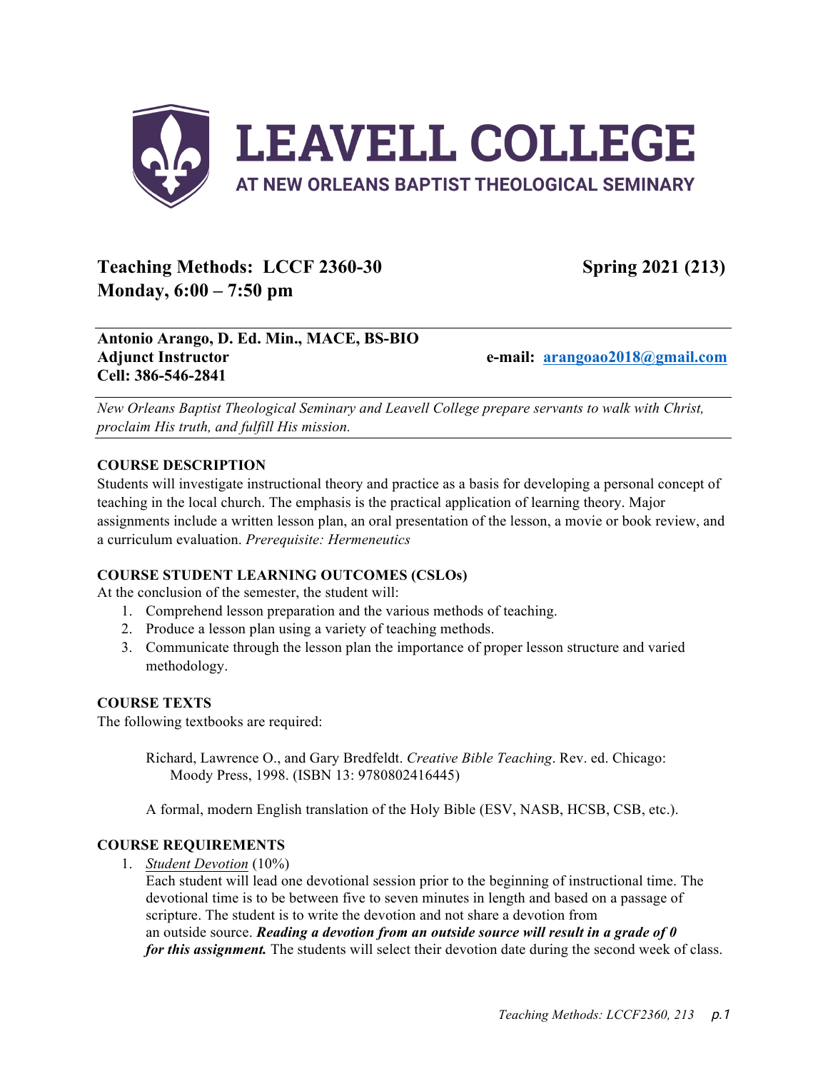# LEAVELL COLLEGE
AT NEW ORLEANS BAPTIST THEOLOGICAL SEMINARY

## Teaching Methods: LCCF 2360-30 — Spring 2021 (213)
## Monday, 6:00 – 7:50 pm

**Antonio Arango, D. Ed. Min., MACE, BS-BIO**
**Adjunct Instructor** — **e-mail: arangoao2018@gmail.com**
**Cell: 386-546-2841**

*New Orleans Baptist Theological Seminary and Leavell College prepare servants to walk with Christ, proclaim His truth, and fulfill His mission.*

### COURSE DESCRIPTION

Students will investigate instructional theory and practice as a basis for developing a personal concept of teaching in the local church. The emphasis is the practical application of learning theory. Major assignments include a written lesson plan, an oral presentation of the lesson, a movie or book review, and a curriculum evaluation. *Prerequisite: Hermeneutics*

### COURSE STUDENT LEARNING OUTCOMES (CSLOs)

At the conclusion of the semester, the student will:

1. Comprehend lesson preparation and the various methods of teaching.
2. Produce a lesson plan using a variety of teaching methods.
3. Communicate through the lesson plan the importance of proper lesson structure and varied methodology.

### COURSE TEXTS

The following textbooks are required:

Richard, Lawrence O., and Gary Bredfeldt. *Creative Bible Teaching*. Rev. ed. Chicago: Moody Press, 1998. (ISBN 13: 9780802416445)

A formal, modern English translation of the Holy Bible (ESV, NASB, HCSB, CSB, etc.).

### COURSE REQUIREMENTS

1. *Student Devotion* (10%)
   Each student will lead one devotional session prior to the beginning of instructional time. The devotional time is to be between five to seven minutes in length and based on a passage of scripture. The student is to write the devotion and not share a devotion from an outside source. ***Reading a devotion from an outside source will result in a grade of 0 for this assignment.*** The students will select their devotion date during the second week of class.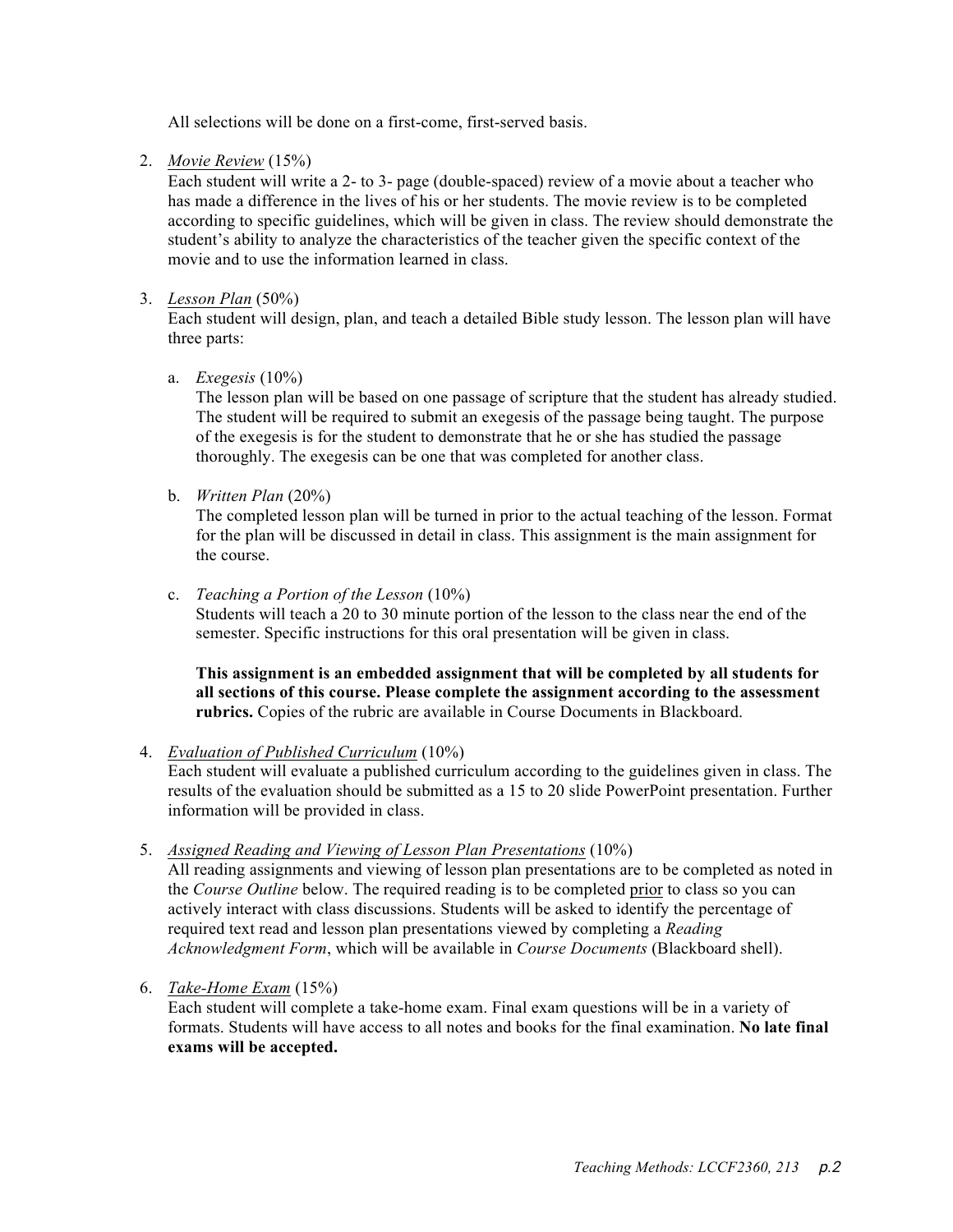All selections will be done on a first-come, first-served basis.

2. <u>*Movie Review*</u> (15%)
   Each student will write a 2- to 3- page (double-spaced) review of a movie about a teacher who has made a difference in the lives of his or her students. The movie review is to be completed according to specific guidelines, which will be given in class. The review should demonstrate the student's ability to analyze the characteristics of the teacher given the specific context of the movie and to use the information learned in class.

3. <u>*Lesson Plan*</u> (50%)
   Each student will design, plan, and teach a detailed Bible study lesson. The lesson plan will have three parts:

   a. *Exegesis* (10%)
      The lesson plan will be based on one passage of scripture that the student has already studied. The student will be required to submit an exegesis of the passage being taught. The purpose of the exegesis is for the student to demonstrate that he or she has studied the passage thoroughly. The exegesis can be one that was completed for another class.

   b. *Written Plan* (20%)
      The completed lesson plan will be turned in prior to the actual teaching of the lesson. Format for the plan will be discussed in detail in class. This assignment is the main assignment for the course.

   c. *Teaching a Portion of the Lesson* (10%)
      Students will teach a 20 to 30 minute portion of the lesson to the class near the end of the semester. Specific instructions for this oral presentation will be given in class.

      **This assignment is an embedded assignment that will be completed by all students for all sections of this course. Please complete the assignment according to the assessment rubrics.** Copies of the rubric are available in Course Documents in Blackboard.

4. <u>*Evaluation of Published Curriculum*</u> (10%)
   Each student will evaluate a published curriculum according to the guidelines given in class. The results of the evaluation should be submitted as a 15 to 20 slide PowerPoint presentation. Further information will be provided in class.

5. <u>*Assigned Reading and Viewing of Lesson Plan Presentations*</u> (10%)
   All reading assignments and viewing of lesson plan presentations are to be completed as noted in the *Course Outline* below. The required reading is to be completed <u>prior</u> to class so you can actively interact with class discussions. Students will be asked to identify the percentage of required text read and lesson plan presentations viewed by completing a *Reading Acknowledgment Form*, which will be available in *Course Documents* (Blackboard shell).

6. <u>*Take-Home Exam*</u> (15%)
   Each student will complete a take-home exam. Final exam questions will be in a variety of formats. Students will have access to all notes and books for the final examination. **No late final exams will be accepted.**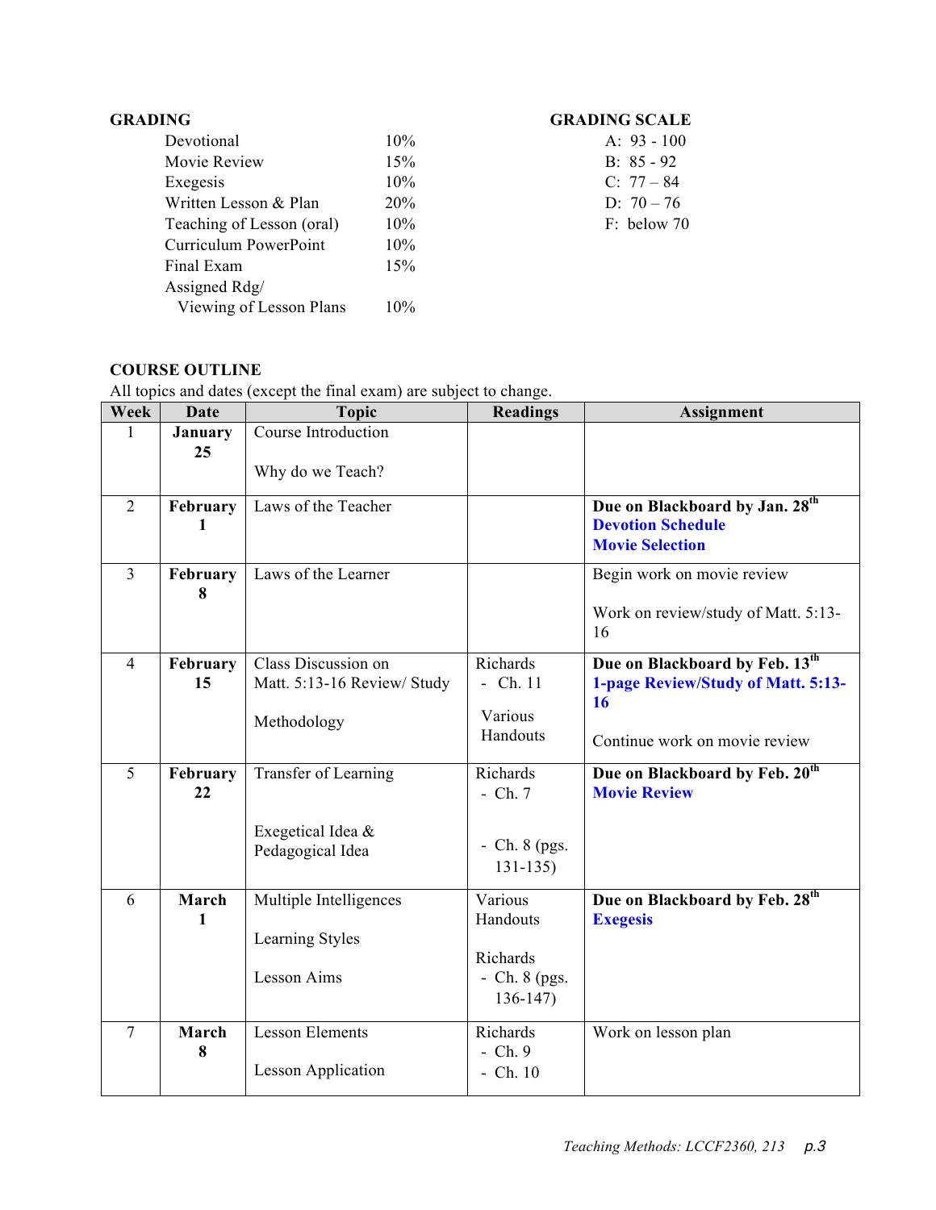**GRADING**

| | |
|---|---|
| Devotional | 10% |
| Movie Review | 15% |
| Exegesis | 10% |
| Written Lesson & Plan | 20% |
| Teaching of Lesson (oral) | 10% |
| Curriculum PowerPoint | 10% |
| Final Exam | 15% |
| Assigned Rdg/ Viewing of Lesson Plans | 10% |

**GRADING SCALE**

A: 93 - 100
B: 85 - 92
C: 77 – 84
D: 70 – 76
F: below 70

**COURSE OUTLINE**

All topics and dates (except the final exam) are subject to change.

| Week | Date | Topic | Readings | Assignment |
|---|---|---|---|---|
| 1 | **January 25** | Course Introduction<br><br>Why do we Teach? | | |
| 2 | **February 1** | Laws of the Teacher | | **Due on Blackboard by Jan. 28th**<br>**Devotion Schedule**<br>**Movie Selection** |
| 3 | **February 8** | Laws of the Learner | | Begin work on movie review<br><br>Work on review/study of Matt. 5:13-16 |
| 4 | **February 15** | Class Discussion on Matt. 5:13-16 Review/ Study<br><br>Methodology | Richards<br>- Ch. 11<br><br>Various Handouts | **Due on Blackboard by Feb. 13th**<br>**1-page Review/Study of Matt. 5:13-16**<br><br>Continue work on movie review |
| 5 | **February 22** | Transfer of Learning<br><br>Exegetical Idea & Pedagogical Idea | Richards<br>- Ch. 7<br><br>- Ch. 8 (pgs. 131-135) | **Due on Blackboard by Feb. 20th**<br>**Movie Review** |
| 6 | **March 1** | Multiple Intelligences<br><br>Learning Styles<br><br>Lesson Aims | Various Handouts<br><br>Richards<br>- Ch. 8 (pgs. 136-147) | **Due on Blackboard by Feb. 28th**<br>**Exegesis** |
| 7 | **March 8** | Lesson Elements<br><br>Lesson Application | Richards<br>- Ch. 9<br>- Ch. 10 | Work on lesson plan |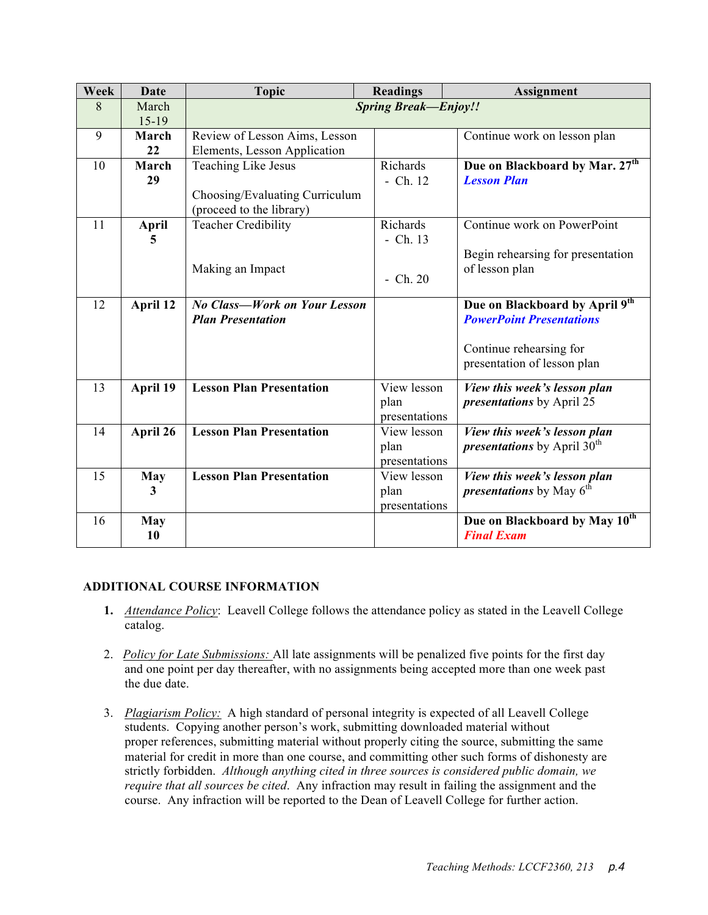| Week | Date | Topic | Readings | Assignment |
|---|---|---|---|---|
| 8 | March 15-19 | ***Spring Break—Enjoy!!*** | | |
| 9 | **March 22** | Review of Lesson Aims, Lesson Elements, Lesson Application | | Continue work on lesson plan |
| 10 | **March 29** | Teaching Like Jesus<br><br>Choosing/Evaluating Curriculum (proceed to the library) | Richards<br>- Ch. 12 | **Due on Blackboard by Mar. 27th**<br>***Lesson Plan*** |
| 11 | **April 5** | Teacher Credibility<br><br>Making an Impact | Richards<br>- Ch. 13<br><br>- Ch. 20 | Continue work on PowerPoint<br><br>Begin rehearsing for presentation of lesson plan |
| 12 | **April 12** | ***No Class—Work on Your Lesson Plan Presentation*** | | **Due on Blackboard by April 9th**<br>***PowerPoint Presentations***<br><br>Continue rehearsing for presentation of lesson plan |
| 13 | **April 19** | **Lesson Plan Presentation** | View lesson plan presentations | ***View this week's lesson plan presentations*** by April 25 |
| 14 | **April 26** | **Lesson Plan Presentation** | View lesson plan presentations | ***View this week's lesson plan presentations*** by April 30th |
| 15 | **May 3** | **Lesson Plan Presentation** | View lesson plan presentations | ***View this week's lesson plan presentations*** by May 6th |
| 16 | **May 10** | | | **Due on Blackboard by May 10th**<br>***Final Exam*** |

## ADDITIONAL COURSE INFORMATION

1. *Attendance Policy*: Leavell College follows the attendance policy as stated in the Leavell College catalog.

2. *Policy for Late Submissions:* All late assignments will be penalized five points for the first day and one point per day thereafter, with no assignments being accepted more than one week past the due date.

3. *Plagiarism Policy:* A high standard of personal integrity is expected of all Leavell College students. Copying another person's work, submitting downloaded material without proper references, submitting material without properly citing the source, submitting the same material for credit in more than one course, and committing other such forms of dishonesty are strictly forbidden. *Although anything cited in three sources is considered public domain, we require that all sources be cited.* Any infraction may result in failing the assignment and the course. Any infraction will be reported to the Dean of Leavell College for further action.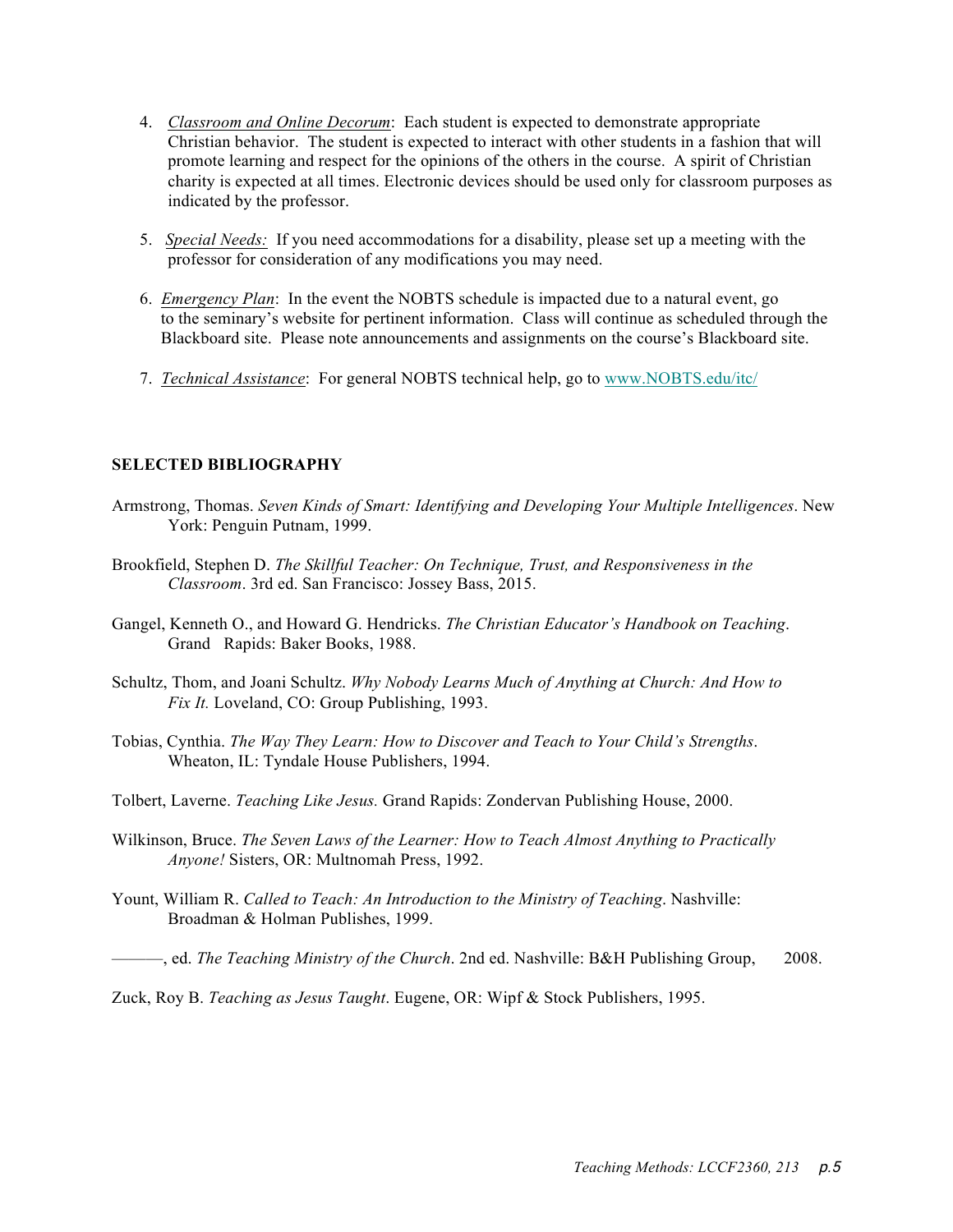4. *Classroom and Online Decorum*: Each student is expected to demonstrate appropriate Christian behavior. The student is expected to interact with other students in a fashion that will promote learning and respect for the opinions of the others in the course. A spirit of Christian charity is expected at all times. Electronic devices should be used only for classroom purposes as indicated by the professor.

5. *Special Needs:* If you need accommodations for a disability, please set up a meeting with the professor for consideration of any modifications you may need.

6. *Emergency Plan*: In the event the NOBTS schedule is impacted due to a natural event, go to the seminary's website for pertinent information. Class will continue as scheduled through the Blackboard site. Please note announcements and assignments on the course's Blackboard site.

7. *Technical Assistance*: For general NOBTS technical help, go to www.NOBTS.edu/itc/

**SELECTED BIBLIOGRAPHY**

Armstrong, Thomas. *Seven Kinds of Smart: Identifying and Developing Your Multiple Intelligences*. New York: Penguin Putnam, 1999.

Brookfield, Stephen D. *The Skillful Teacher: On Technique, Trust, and Responsiveness in the Classroom*. 3rd ed. San Francisco: Jossey Bass, 2015.

Gangel, Kenneth O., and Howard G. Hendricks. *The Christian Educator's Handbook on Teaching*. Grand Rapids: Baker Books, 1988.

Schultz, Thom, and Joani Schultz. *Why Nobody Learns Much of Anything at Church: And How to Fix It.* Loveland, CO: Group Publishing, 1993.

Tobias, Cynthia. *The Way They Learn: How to Discover and Teach to Your Child's Strengths*. Wheaton, IL: Tyndale House Publishers, 1994.

Tolbert, Laverne. *Teaching Like Jesus.* Grand Rapids: Zondervan Publishing House, 2000.

Wilkinson, Bruce. *The Seven Laws of the Learner: How to Teach Almost Anything to Practically Anyone!* Sisters, OR: Multnomah Press, 1992.

Yount, William R. *Called to Teach: An Introduction to the Ministry of Teaching*. Nashville: Broadman & Holman Publishes, 1999.

———, ed. *The Teaching Ministry of the Church*. 2nd ed. Nashville: B&H Publishing Group, 2008.

Zuck, Roy B. *Teaching as Jesus Taught*. Eugene, OR: Wipf & Stock Publishers, 1995.